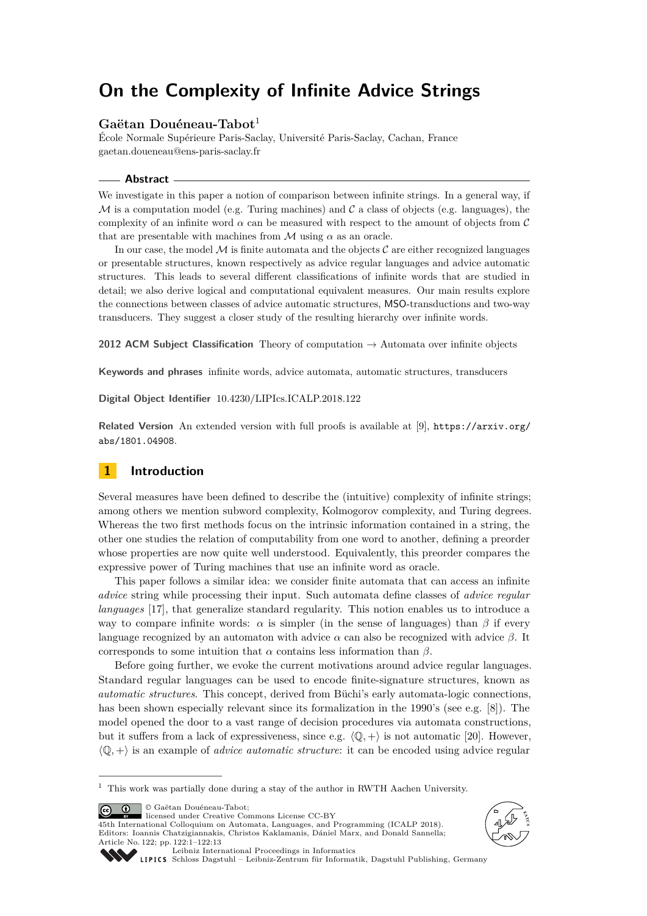# On the Complexity of Infinite Advice Strings

**Gaëtan Douéneau-Tabot**[1]

École Normale Supérieure Paris-Saclay, Université Paris-Saclay, Cachan, France
gaetan.doueneau@ens-paris-saclay.fr

## Abstract

We investigate in this paper a notion of comparison between infinite strings. In a general way, if $\mathcal{M}$ is a computation model (e.g. Turing machines) and $\mathcal{C}$ a class of objects (e.g. languages), the complexity of an infinite word $\alpha$ can be measured with respect to the amount of objects from $\mathcal{C}$ that are presentable with machines from $\mathcal{M}$ using $\alpha$ as an oracle.

In our case, the model $\mathcal{M}$ is finite automata and the objects $\mathcal{C}$ are either recognized languages or presentable structures, known respectively as advice regular languages and advice automatic structures. This leads to several different classifications of infinite words that are studied in detail; we also derive logical and computational equivalent measures. Our main results explore the connections between classes of advice automatic structures, MSO-transductions and two-way transducers. They suggest a closer study of the resulting hierarchy over infinite words.

**2012 ACM Subject Classification** Theory of computation → Automata over infinite objects

**Keywords and phrases** infinite words, advice automata, automatic structures, transducers

**Digital Object Identifier** 10.4230/LIPIcs.ICALP.2018.122

**Related Version** An extended version with full proofs is available at [9], https://arxiv.org/abs/1801.04908.

## 1 Introduction

Several measures have been defined to describe the (intuitive) complexity of infinite strings; among others we mention subword complexity, Kolmogorov complexity, and Turing degrees. Whereas the two first methods focus on the intrinsic information contained in a string, the other one studies the relation of computability from one word to another, defining a preorder whose properties are now quite well understood. Equivalently, this preorder compares the expressive power of Turing machines that use an infinite word as oracle.

This paper follows a similar idea: we consider finite automata that can access an infinite *advice* string while processing their input. Such automata define classes of *advice regular languages* [17], that generalize standard regularity. This notion enables us to introduce a way to compare infinite words: $\alpha$ is simpler (in the sense of languages) than $\beta$ if every language recognized by an automaton with advice $\alpha$ can also be recognized with advice $\beta$. It corresponds to some intuition that $\alpha$ contains less information than $\beta$.

Before going further, we evoke the current motivations around advice regular languages. Standard regular languages can be used to encode finite-signature structures, known as *automatic structures.* This concept, derived from Büchi's early automata-logic connections, has been shown especially relevant since its formalization in the 1990's (see e.g. [8]). The model opened the door to a vast range of decision procedures via automata constructions, but it suffers from a lack of expressiveness, since e.g. $\langle \mathbb{Q}, + \rangle$ is not automatic [20]. However, $\langle \mathbb{Q}, + \rangle$ is an example of *advice automatic structure*: it can be encoded using advice regular

[1] This work was partially done during a stay of the author in RWTH Aachen University.

© Gaëtan Douéneau-Tabot;
licensed under Creative Commons License CC-BY
45th International Colloquium on Automata, Languages, and Programming (ICALP 2018).
Editors: Ioannis Chatzigiannakis, Christos Kaklamanis, Dániel Marx, and Donald Sannella;
Article No. 122; pp. 122:1–122:13
Leibniz International Proceedings in Informatics
Schloss Dagstuhl – Leibniz-Zentrum für Informatik, Dagstuhl Publishing, Germany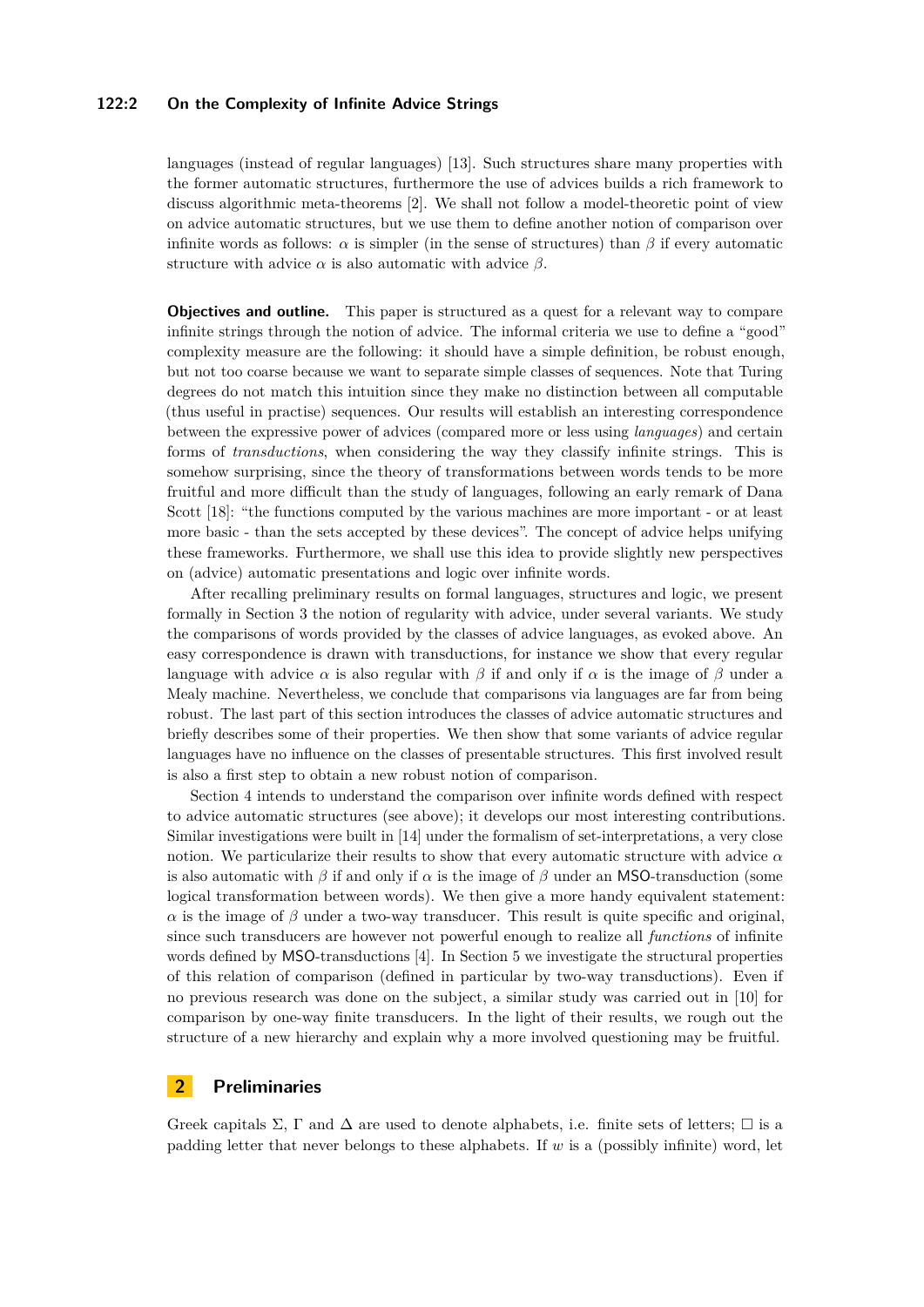languages (instead of regular languages) [13]. Such structures share many properties with the former automatic structures, furthermore the use of advices builds a rich framework to discuss algorithmic meta-theorems [2]. We shall not follow a model-theoretic point of view on advice automatic structures, but we use them to define another notion of comparison over infinite words as follows: $\alpha$ is simpler (in the sense of structures) than $\beta$ if every automatic structure with advice $\alpha$ is also automatic with advice $\beta$.

**Objectives and outline.** This paper is structured as a quest for a relevant way to compare infinite strings through the notion of advice. The informal criteria we use to define a "good" complexity measure are the following: it should have a simple definition, be robust enough, but not too coarse because we want to separate simple classes of sequences. Note that Turing degrees do not match this intuition since they make no distinction between all computable (thus useful in practise) sequences. Our results will establish an interesting correspondence between the expressive power of advices (compared more or less using *languages*) and certain forms of *transductions*, when considering the way they classify infinite strings. This is somehow surprising, since the theory of transformations between words tends to be more fruitful and more difficult than the study of languages, following an early remark of Dana Scott [18]: "the functions computed by the various machines are more important - or at least more basic - than the sets accepted by these devices". The concept of advice helps unifying these frameworks. Furthermore, we shall use this idea to provide slightly new perspectives on (advice) automatic presentations and logic over infinite words.

After recalling preliminary results on formal languages, structures and logic, we present formally in Section 3 the notion of regularity with advice, under several variants. We study the comparisons of words provided by the classes of advice languages, as evoked above. An easy correspondence is drawn with transductions, for instance we show that every regular language with advice $\alpha$ is also regular with $\beta$ if and only if $\alpha$ is the image of $\beta$ under a Mealy machine. Nevertheless, we conclude that comparisons via languages are far from being robust. The last part of this section introduces the classes of advice automatic structures and briefly describes some of their properties. We then show that some variants of advice regular languages have no influence on the classes of presentable structures. This first involved result is also a first step to obtain a new robust notion of comparison.

Section 4 intends to understand the comparison over infinite words defined with respect to advice automatic structures (see above); it develops our most interesting contributions. Similar investigations were built in [14] under the formalism of set-interpretations, a very close notion. We particularize their results to show that every automatic structure with advice $\alpha$ is also automatic with $\beta$ if and only if $\alpha$ is the image of $\beta$ under an MSO-transduction (some logical transformation between words). We then give a more handy equivalent statement: $\alpha$ is the image of $\beta$ under a two-way transducer. This result is quite specific and original, since such transducers are however not powerful enough to realize all *functions* of infinite words defined by MSO-transductions [4]. In Section 5 we investigate the structural properties of this relation of comparison (defined in particular by two-way transductions). Even if no previous research was done on the subject, a similar study was carried out in [10] for comparison by one-way finite transducers. In the light of their results, we rough out the structure of a new hierarchy and explain why a more involved questioning may be fruitful.

## 2 Preliminaries

Greek capitals $\Sigma$, $\Gamma$ and $\Delta$ are used to denote alphabets, i.e. finite sets of letters; $\square$ is a padding letter that never belongs to these alphabets. If $w$ is a (possibly infinite) word, let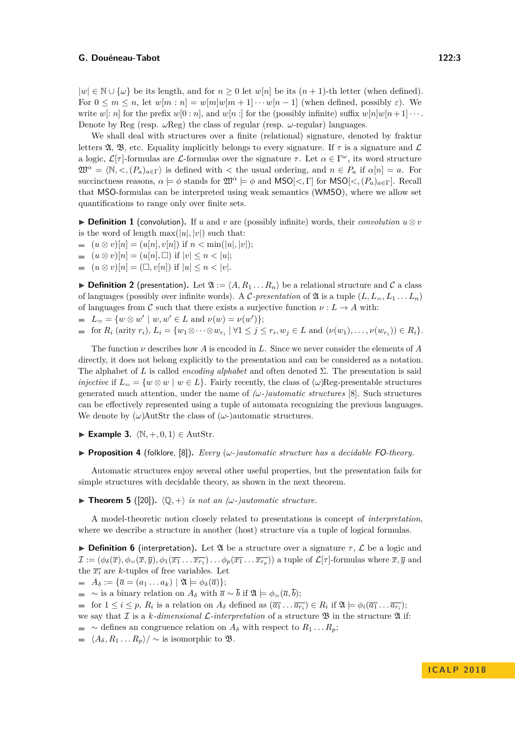$|w| \in \mathbb{N} \cup \{\omega\}$ be its length, and for $n \geq 0$ let $w[n]$ be its $(n+1)$-th letter (when defined). For $0 \leq m \leq n$, let $w[m:n] = w[m]w[m+1]\cdots w[n-1]$ (when defined, possibly $\varepsilon$). We write $w[:n]$ for the prefix $w[0:n]$, and $w[n:]$ for the (possibly infinite) suffix $w[n]w[n+1]\cdots$. Denote by Reg (resp. $\omega$Reg) the class of regular (resp. $\omega$-regular) languages.

We shall deal with structures over a finite (relational) signature, denoted by fraktur letters $\mathfrak{A}$, $\mathfrak{B}$, etc. Equality implicitly belongs to every signature. If $\tau$ is a signature and $\mathcal{L}$ a logic, $\mathcal{L}[\tau]$-formulas are $\mathcal{L}$-formulas over the signature $\tau$. Let $\alpha \in \Gamma^\omega$, its word structure $\mathfrak{W}^\alpha = \langle \mathbb{N}, <, (P_a)_{a \in \Gamma} \rangle$ is defined with $<$ the usual ordering, and $n \in P_a$ if $\alpha[n] = a$. For succinctness reasons, $\alpha \models \phi$ stands for $\mathfrak{W}^\alpha \models \phi$ and MSO$[<, \Gamma]$ for MSO$[<, (P_a)_{a \in \Gamma}]$. Recall that MSO-formulas can be interpreted using weak semantics (WMSO), where we allow set quantifications to range only over finite sets.

▶ **Definition 1** (convolution). If $u$ and $v$ are (possibly infinite) words, their *convolution* $u \otimes v$ is the word of length $\max(|u|, |v|)$ such that:

- $(u \otimes v)[n] = (u[n], v[n])$ if $n < \min(|u|, |v|)$;
- $(u \otimes v)[n] = (u[n], \square)$ if $|v| \leq n < |u|$;
- $(u \otimes v)[n] = (\square, v[n])$ if $|u| \leq n < |v|$.

▶ **Definition 2** (presentation). Let $\mathfrak{A} := \langle A, R_1 \dots R_n \rangle$ be a relational structure and $\mathcal{C}$ a class of languages (possibly over infinite words). A $\mathcal{C}$-*presentation* of $\mathfrak{A}$ is a tuple $(L, L_=, L_1 \dots L_n)$ of languages from $\mathcal{C}$ such that there exists a surjective function $\nu : L \to A$ with:

- $L_= = \{w \otimes w' \mid w, w' \in L \text{ and } \nu(w) = \nu(w')\}$;
- for $R_i$ (arity $r_i$), $L_i = \{w_1 \otimes \cdots \otimes w_{r_i} \mid \forall 1 \leq j \leq r_i, w_j \in L \text{ and } (\nu(w_1), \dots, \nu(w_{r_i})) \in R_i\}$.

The function $\nu$ describes how $A$ is encoded in $L$. Since we never consider the elements of $A$ directly, it does not belong explicitly to the presentation and can be considered as a notation. The alphabet of $L$ is called *encoding alphabet* and often denoted $\Sigma$. The presentation is said *injective* if $L_= = \{w \otimes w \mid w \in L\}$. Fairly recently, the class of $(\omega)$Reg-presentable structures generated much attention, under the name of *$(\omega$-$)$automatic structures* [8]. Such structures can be effectively represented using a tuple of automata recognizing the previous languages. We denote by $(\omega)$AutStr the class of $(\omega$-$)$automatic structures.

▶ **Example 3.** $\langle \mathbb{N}, +, 0, 1 \rangle \in$ AutStr.

▶ **Proposition 4** (folklore, [8]). *Every $(\omega$-$)$automatic structure has a decidable* FO*-theory.*

Automatic structures enjoy several other useful properties, but the presentation fails for simple structures with decidable theory, as shown in the next theorem.

▶ **Theorem 5** ([20]). *$\langle \mathbb{Q}, + \rangle$ is not an $(\omega$-$)$automatic structure.*

A model-theoretic notion closely related to presentations is concept of *interpretation*, where we describe a structure in another (host) structure via a tuple of logical formulas.

▶ **Definition 6** (interpretation). Let $\mathfrak{A}$ be a structure over a signature $\tau$, $\mathcal{L}$ be a logic and $\mathcal{I} := (\phi_\delta(\overline{x}), \phi_=(\overline{x}, \overline{y}), \phi_1(\overline{x_1} \dots \overline{x_{r_1}}) \dots \phi_p(\overline{x_1} \dots \overline{x_{r_p}}))$ a tuple of $\mathcal{L}[\tau]$-formulas where $\overline{x}, \overline{y}$ and the $\overline{x_i}$ are $k$-tuples of free variables. Let

- $A_\delta := \{\overline{a} = (a_1 \dots a_k) \mid \mathfrak{A} \models \phi_\delta(\overline{a})\}$;
- $\sim$ is a binary relation on $A_\delta$ with $\overline{a} \sim \overline{b}$ if $\mathfrak{A} \models \phi_=(\overline{a}, \overline{b})$;
- for $1 \leq i \leq p$, $R_i$ is a relation on $A_\delta$ defined as $(\overline{a_1} \dots \overline{a_{r_i}}) \in R_i$ if $\mathfrak{A} \models \phi_i(\overline{a_1} \dots \overline{a_{r_i}})$;

we say that $\mathcal{I}$ is a *$k$-dimensional $\mathcal{L}$-interpretation* of a structure $\mathfrak{B}$ in the structure $\mathfrak{A}$ if:

- $\sim$ defines an congruence relation on $A_\delta$ with respect to $R_1 \dots R_p$;
- $\langle A_\delta, R_1 \dots R_p \rangle / \sim$ is isomorphic to $\mathfrak{B}$.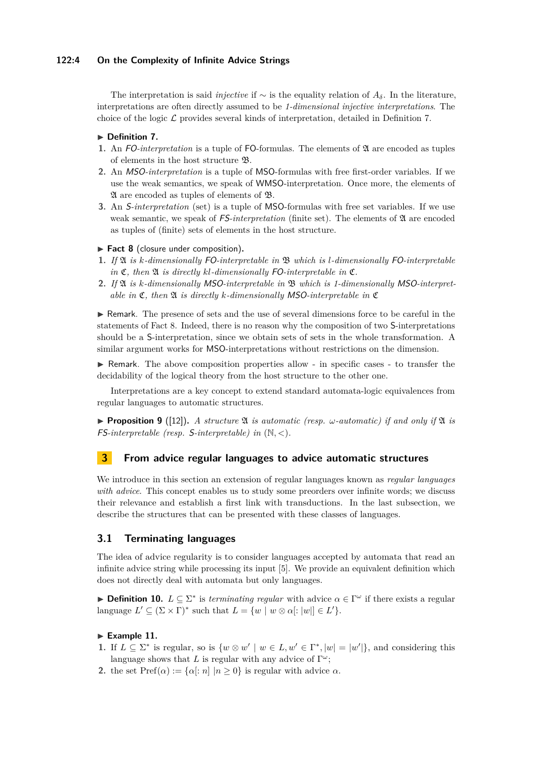The interpretation is said *injective* if $\sim$ is the equality relation of $A_\delta$. In the literature, interpretations are often directly assumed to be *1-dimensional injective interpretations*. The choice of the logic $\mathcal{L}$ provides several kinds of interpretation, detailed in Definition 7.

▶ **Definition 7.**

1. An *FO-interpretation* is a tuple of FO-formulas. The elements of $\mathfrak{A}$ are encoded as tuples of elements in the host structure $\mathfrak{B}$.
2. An *MSO-interpretation* is a tuple of MSO-formulas with free first-order variables. If we use the weak semantics, we speak of WMSO-interpretation. Once more, the elements of $\mathfrak{A}$ are encoded as tuples of elements of $\mathfrak{B}$.
3. An *S-interpretation* (set) is a tuple of MSO-formulas with free set variables. If we use weak semantic, we speak of *FS-interpretation* (finite set). The elements of $\mathfrak{A}$ are encoded as tuples of (finite) sets of elements in the host structure.

▶ **Fact 8** (closure under composition)**.**

1. *If $\mathfrak{A}$ is $k$-dimensionally FO-interpretable in $\mathfrak{B}$ which is $l$-dimensionally FO-interpretable in $\mathfrak{C}$, then $\mathfrak{A}$ is directly $kl$-dimensionally FO-interpretable in $\mathfrak{C}$.*
2. *If $\mathfrak{A}$ is $k$-dimensionally MSO-interpretable in $\mathfrak{B}$ which is 1-dimensionally MSO-interpretable in $\mathfrak{C}$, then $\mathfrak{A}$ is directly $k$-dimensionally MSO-interpretable in $\mathfrak{C}$*

▶ Remark. The presence of sets and the use of several dimensions force to be careful in the statements of Fact 8. Indeed, there is no reason why the composition of two S-interpretations should be a S-interpretation, since we obtain sets of sets in the whole transformation. A similar argument works for MSO-interpretations without restrictions on the dimension.

▶ Remark. The above composition properties allow - in specific cases - to transfer the decidability of the logical theory from the host structure to the other one.

Interpretations are a key concept to extend standard automata-logic equivalences from regular languages to automatic structures.

▶ **Proposition 9** ([12])**.** *A structure $\mathfrak{A}$ is automatic (resp. $\omega$-automatic) if and only if $\mathfrak{A}$ is FS-interpretable (resp. S-interpretable) in $(\mathbb{N}, <)$.*

## 3 From advice regular languages to advice automatic structures

We introduce in this section an extension of regular languages known as *regular languages with advice*. This concept enables us to study some preorders over infinite words; we discuss their relevance and establish a first link with transductions. In the last subsection, we describe the structures that can be presented with these classes of languages.

### 3.1 Terminating languages

The idea of advice regularity is to consider languages accepted by automata that read an infinite advice string while processing its input [5]. We provide an equivalent definition which does not directly deal with automata but only languages.

▶ **Definition 10.** $L \subseteq \Sigma^*$ is *terminating regular* with advice $\alpha \in \Gamma^\omega$ if there exists a regular language $L' \subseteq (\Sigma \times \Gamma)^*$ such that $L = \{w \mid w \otimes \alpha[: |w|] \in L'\}$.

▶ **Example 11.**

1. If $L \subseteq \Sigma^*$ is regular, so is $\{w \otimes w' \mid w \in L, w' \in \Gamma^*, |w| = |w'|\}$, and considering this language shows that $L$ is regular with any advice of $\Gamma^\omega$;
2. the set $\text{Pref}(\alpha) := \{\alpha[: n] \mid n \geq 0\}$ is regular with advice $\alpha$.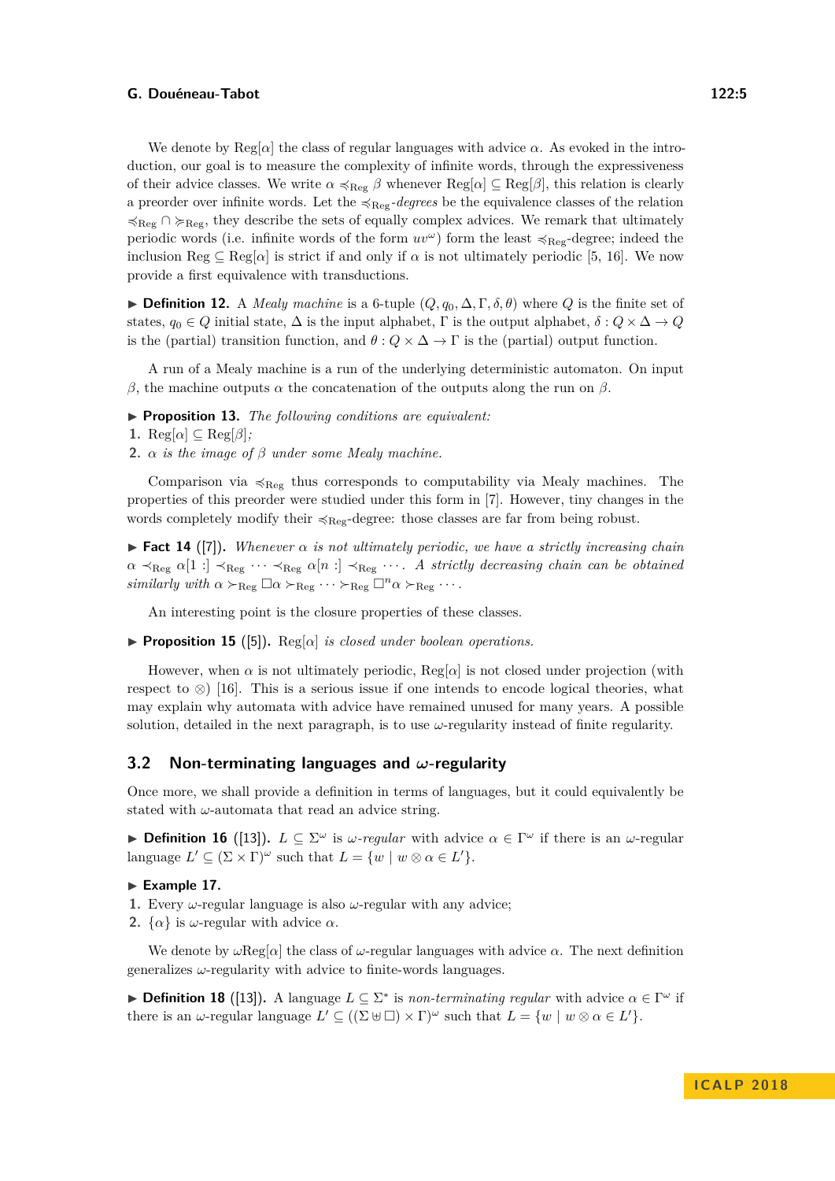We denote by $\mathrm{Reg}[\alpha]$ the class of regular languages with advice $\alpha$. As evoked in the introduction, our goal is to measure the complexity of infinite words, through the expressiveness of their advice classes. We write $\alpha \preccurlyeq_{\mathrm{Reg}} \beta$ whenever $\mathrm{Reg}[\alpha] \subseteq \mathrm{Reg}[\beta]$, this relation is clearly a preorder over infinite words. Let the $\preccurlyeq_{\mathrm{Reg}}$*-degrees* be the equivalence classes of the relation $\preccurlyeq_{\mathrm{Reg}} \cap \succcurlyeq_{\mathrm{Reg}}$, they describe the sets of equally complex advices. We remark that ultimately periodic words (i.e. infinite words of the form $uv^\omega$) form the least $\preccurlyeq_{\mathrm{Reg}}$-degree; indeed the inclusion $\mathrm{Reg} \subseteq \mathrm{Reg}[\alpha]$ is strict if and only if $\alpha$ is not ultimately periodic [5, 16]. We now provide a first equivalence with transductions.

▶ **Definition 12.** A *Mealy machine* is a 6-tuple $(Q, q_0, \Delta, \Gamma, \delta, \theta)$ where $Q$ is the finite set of states, $q_0 \in Q$ initial state, $\Delta$ is the input alphabet, $\Gamma$ is the output alphabet, $\delta : Q \times \Delta \to Q$ is the (partial) transition function, and $\theta : Q \times \Delta \to \Gamma$ is the (partial) output function.

A run of a Mealy machine is a run of the underlying deterministic automaton. On input $\beta$, the machine outputs $\alpha$ the concatenation of the outputs along the run on $\beta$.

▶ **Proposition 13.** *The following conditions are equivalent:*

1. $\mathrm{Reg}[\alpha] \subseteq \mathrm{Reg}[\beta]$*;*
2. $\alpha$ *is the image of* $\beta$ *under some Mealy machine.*

Comparison via $\preccurlyeq_{\mathrm{Reg}}$ thus corresponds to computability via Mealy machines. The properties of this preorder were studied under this form in [7]. However, tiny changes in the words completely modify their $\preccurlyeq_{\mathrm{Reg}}$-degree: those classes are far from being robust.

▶ **Fact 14** ([7]). *Whenever* $\alpha$ *is not ultimately periodic, we have a strictly increasing chain* $\alpha \prec_{\mathrm{Reg}} \alpha[1:] \prec_{\mathrm{Reg}} \cdots \prec_{\mathrm{Reg}} \alpha[n:] \prec_{\mathrm{Reg}} \cdots$*. A strictly decreasing chain can be obtained similarly with* $\alpha \succ_{\mathrm{Reg}} \Box\alpha \succ_{\mathrm{Reg}} \cdots \succ_{\mathrm{Reg}} \Box^n\alpha \succ_{\mathrm{Reg}} \cdots$*.*

An interesting point is the closure properties of these classes.

▶ **Proposition 15** ([5]). $\mathrm{Reg}[\alpha]$ *is closed under boolean operations.*

However, when $\alpha$ is not ultimately periodic, $\mathrm{Reg}[\alpha]$ is not closed under projection (with respect to $\otimes$) [16]. This is a serious issue if one intends to encode logical theories, what may explain why automata with advice have remained unused for many years. A possible solution, detailed in the next paragraph, is to use $\omega$-regularity instead of finite regularity.

## 3.2 Non-terminating languages and $\omega$-regularity

Once more, we shall provide a definition in terms of languages, but it could equivalently be stated with $\omega$-automata that read an advice string.

▶ **Definition 16** ([13]). $L \subseteq \Sigma^\omega$ *is* $\omega$*-regular* with advice $\alpha \in \Gamma^\omega$ if there is an $\omega$-regular language $L' \subseteq (\Sigma \times \Gamma)^\omega$ such that $L = \{w \mid w \otimes \alpha \in L'\}$.

▶ **Example 17.**

1. Every $\omega$-regular language is also $\omega$-regular with advice;
2. $\{\alpha\}$ is $\omega$-regular with advice $\alpha$.

We denote by $\omega\mathrm{Reg}[\alpha]$ the class of $\omega$-regular languages with advice $\alpha$. The next definition generalizes $\omega$-regularity with advice to finite-words languages.

▶ **Definition 18** ([13]). A language $L \subseteq \Sigma^*$ is *non-terminating regular* with advice $\alpha \in \Gamma^\omega$ if there is an $\omega$-regular language $L' \subseteq ((\Sigma \uplus \Box) \times \Gamma)^\omega$ such that $L = \{w \mid w \otimes \alpha \in L'\}$.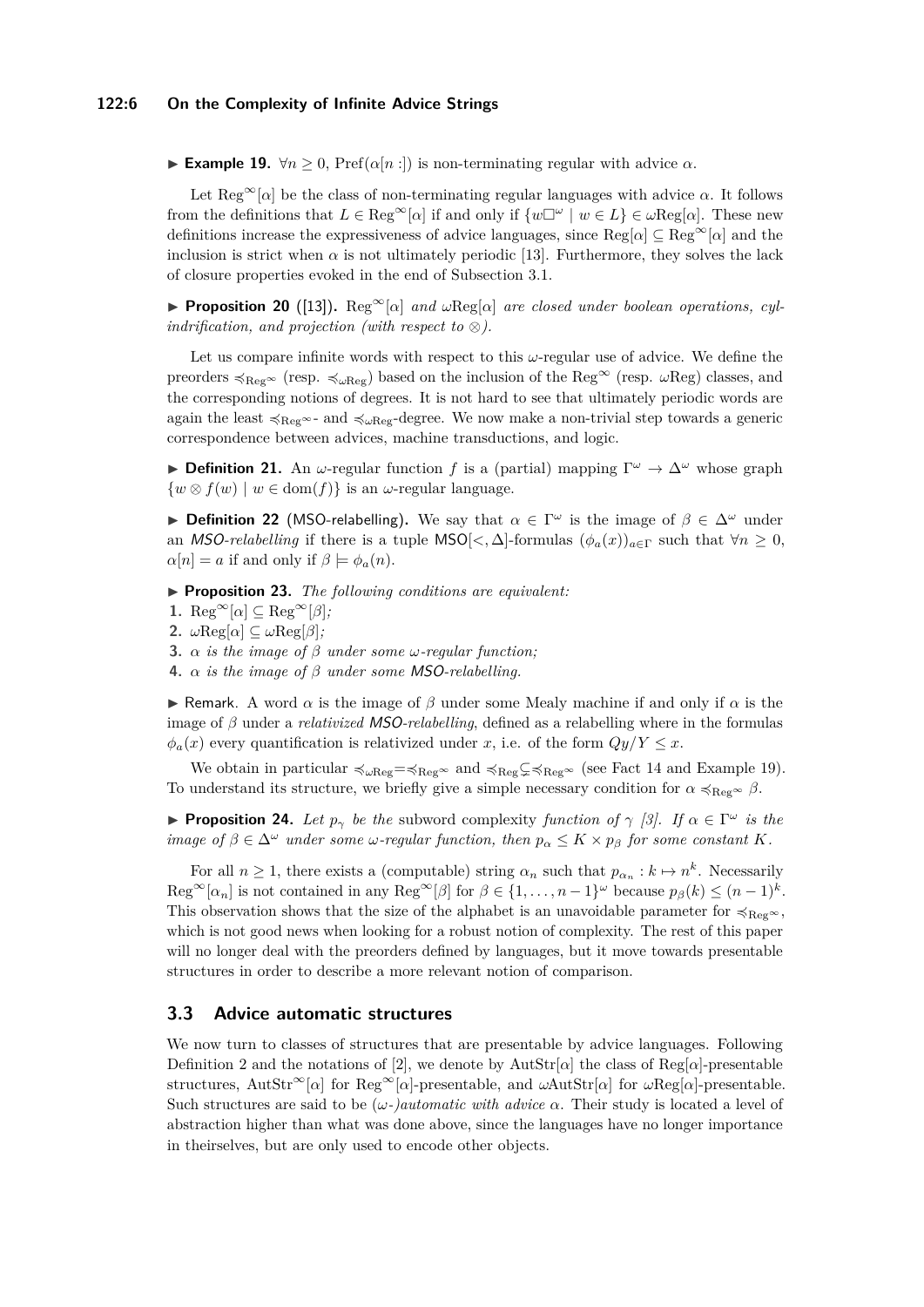▶ **Example 19.** $\forall n \geq 0$, $\text{Pref}(\alpha[n:])$ is non-terminating regular with advice $\alpha$.

Let $\text{Reg}^{\infty}[\alpha]$ be the class of non-terminating regular languages with advice $\alpha$. It follows from the definitions that $L \in \text{Reg}^{\infty}[\alpha]$ if and only if $\{w\Box^{\omega} \mid w \in L\} \in \omega\text{Reg}[\alpha]$. These new definitions increase the expressiveness of advice languages, since $\text{Reg}[\alpha] \subseteq \text{Reg}^{\infty}[\alpha]$ and the inclusion is strict when $\alpha$ is not ultimately periodic [13]. Furthermore, they solves the lack of closure properties evoked in the end of Subsection 3.1.

▶ **Proposition 20** ([13])**.** *$\text{Reg}^{\infty}[\alpha]$ and $\omega\text{Reg}[\alpha]$ are closed under boolean operations, cylindrification, and projection (with respect to $\otimes$).*

Let us compare infinite words with respect to this $\omega$-regular use of advice. We define the preorders $\preccurlyeq_{\text{Reg}^{\infty}}$ (resp. $\preccurlyeq_{\omega\text{Reg}}$) based on the inclusion of the $\text{Reg}^{\infty}$ (resp. $\omega\text{Reg}$) classes, and the corresponding notions of degrees. It is not hard to see that ultimately periodic words are again the least $\preccurlyeq_{\text{Reg}^{\infty}}$- and $\preccurlyeq_{\omega\text{Reg}}$-degree. We now make a non-trivial step towards a generic correspondence between advices, machine transductions, and logic.

▶ **Definition 21.** An $\omega$-regular function $f$ is a (partial) mapping $\Gamma^{\omega} \to \Delta^{\omega}$ whose graph $\{w \otimes f(w) \mid w \in \text{dom}(f)\}$ is an $\omega$-regular language.

▶ **Definition 22** (MSO-relabelling)**.** We say that $\alpha \in \Gamma^{\omega}$ is the image of $\beta \in \Delta^{\omega}$ under an *MSO-relabelling* if there is a tuple $\text{MSO}[<, \Delta]$-formulas $(\phi_a(x))_{a \in \Gamma}$ such that $\forall n \geq 0$, $\alpha[n] = a$ if and only if $\beta \models \phi_a(n)$.

▶ **Proposition 23.** *The following conditions are equivalent:*

1. $\text{Reg}^{\infty}[\alpha] \subseteq \text{Reg}^{\infty}[\beta]$*;*
2. $\omega\text{Reg}[\alpha] \subseteq \omega\text{Reg}[\beta]$*;*
3. *$\alpha$ is the image of $\beta$ under some $\omega$-regular function;*
4. *$\alpha$ is the image of $\beta$ under some MSO-relabelling.*

▶ Remark. A word $\alpha$ is the image of $\beta$ under some Mealy machine if and only if $\alpha$ is the image of $\beta$ under a *relativized MSO-relabelling*, defined as a relabelling where in the formulas $\phi_a(x)$ every quantification is relativized under $x$, i.e. of the form $Qy/Y \leq x$.

We obtain in particular $\preccurlyeq_{\omega\text{Reg}} = \preccurlyeq_{\text{Reg}^{\infty}}$ and $\preccurlyeq_{\text{Reg}} \subsetneq \preccurlyeq_{\text{Reg}^{\infty}}$ (see Fact 14 and Example 19). To understand its structure, we briefly give a simple necessary condition for $\alpha \preccurlyeq_{\text{Reg}^{\infty}} \beta$.

▶ **Proposition 24.** *Let $p_{\gamma}$ be the* subword complexity *function of $\gamma$ [3]. If $\alpha \in \Gamma^{\omega}$ is the image of $\beta \in \Delta^{\omega}$ under some $\omega$-regular function, then $p_{\alpha} \leq K \times p_{\beta}$ for some constant $K$.*

For all $n \geq 1$, there exists a (computable) string $\alpha_n$ such that $p_{\alpha_n} : k \mapsto n^k$. Necessarily $\text{Reg}^{\infty}[\alpha_n]$ is not contained in any $\text{Reg}^{\infty}[\beta]$ for $\beta \in \{1, \dots, n-1\}^{\omega}$ because $p_{\beta}(k) \leq (n-1)^k$. This observation shows that the size of the alphabet is an unavoidable parameter for $\preccurlyeq_{\text{Reg}^{\infty}}$, which is not good news when looking for a robust notion of complexity. The rest of this paper will no longer deal with the preorders defined by languages, but it move towards presentable structures in order to describe a more relevant notion of comparison.

## 3.3 Advice automatic structures

We now turn to classes of structures that are presentable by advice languages. Following Definition 2 and the notations of [2], we denote by $\text{AutStr}[\alpha]$ the class of $\text{Reg}[\alpha]$-presentable structures, $\text{AutStr}^{\infty}[\alpha]$ for $\text{Reg}^{\infty}[\alpha]$-presentable, and $\omega\text{AutStr}[\alpha]$ for $\omega\text{Reg}[\alpha]$-presentable. Such structures are said to be *($\omega$-)automatic with advice $\alpha$*. Their study is located a level of abstraction higher than what was done above, since the languages have no longer importance in theirselves, but are only used to encode other objects.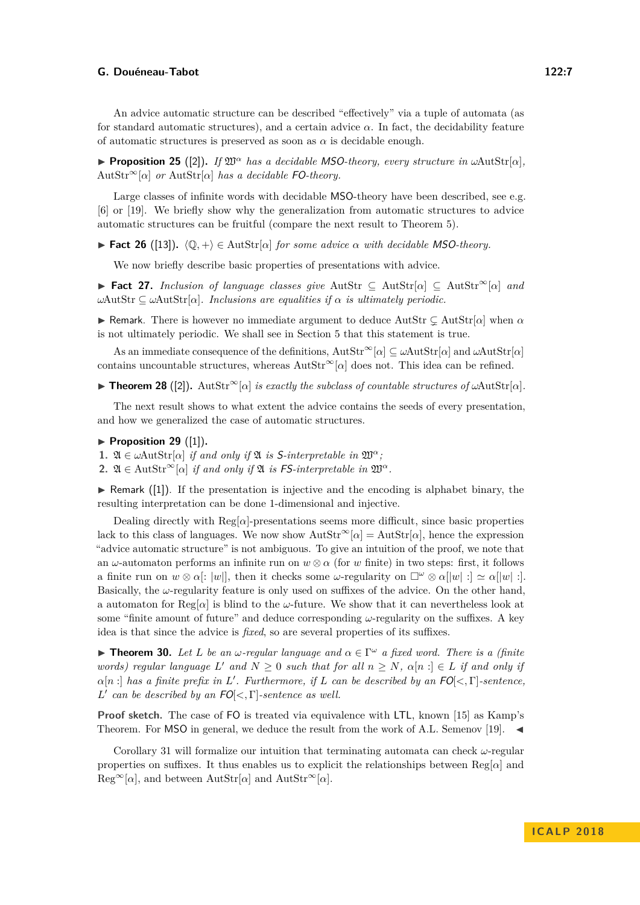An advice automatic structure can be described "effectively" via a tuple of automata (as for standard automatic structures), and a certain advice $\alpha$. In fact, the decidability feature of automatic structures is preserved as soon as $\alpha$ is decidable enough.

▶ **Proposition 25** ([2]). *If $\mathfrak{W}^\alpha$ has a decidable MSO-theory, every structure in $\omega\mathrm{AutStr}[\alpha]$, $\mathrm{AutStr}^\infty[\alpha]$ or $\mathrm{AutStr}[\alpha]$ has a decidable FO-theory.*

Large classes of infinite words with decidable MSO-theory have been described, see e.g. [6] or [19]. We briefly show why the generalization from automatic structures to advice automatic structures can be fruitful (compare the next result to Theorem 5).

▶ **Fact 26** ([13]). *$\langle \mathbb{Q}, + \rangle \in \mathrm{AutStr}[\alpha]$ for some advice $\alpha$ with decidable MSO-theory.*

We now briefly describe basic properties of presentations with advice.

▶ **Fact 27.** *Inclusion of language classes give $\mathrm{AutStr} \subseteq \mathrm{AutStr}[\alpha] \subseteq \mathrm{AutStr}^\infty[\alpha]$ and $\omega\mathrm{AutStr} \subseteq \omega\mathrm{AutStr}[\alpha]$. Inclusions are equalities if $\alpha$ is ultimately periodic.*

▶ Remark. There is however no immediate argument to deduce $\mathrm{AutStr} \subsetneq \mathrm{AutStr}[\alpha]$ when $\alpha$ is not ultimately periodic. We shall see in Section 5 that this statement is true.

As an immediate consequence of the definitions, $\mathrm{AutStr}^\infty[\alpha] \subseteq \omega\mathrm{AutStr}[\alpha]$ and $\omega\mathrm{AutStr}[\alpha]$ contains uncountable structures, whereas $\mathrm{AutStr}^\infty[\alpha]$ does not. This idea can be refined.

▶ **Theorem 28** ([2]). *$\mathrm{AutStr}^\infty[\alpha]$ is exactly the subclass of countable structures of $\omega\mathrm{AutStr}[\alpha]$.*

The next result shows to what extent the advice contains the seeds of every presentation, and how we generalized the case of automatic structures.

▶ **Proposition 29** ([1]).
1. *$\mathfrak{A} \in \omega\mathrm{AutStr}[\alpha]$ if and only if $\mathfrak{A}$ is S-interpretable in $\mathfrak{W}^\alpha$;*
2. *$\mathfrak{A} \in \mathrm{AutStr}^\infty[\alpha]$ if and only if $\mathfrak{A}$ is FS-interpretable in $\mathfrak{W}^\alpha$.*

▶ Remark ([1]). If the presentation is injective and the encoding is alphabet binary, the resulting interpretation can be done 1-dimensional and injective.

Dealing directly with $\mathrm{Reg}[\alpha]$-presentations seems more difficult, since basic properties lack to this class of languages. We now show $\mathrm{AutStr}^\infty[\alpha] = \mathrm{AutStr}[\alpha]$, hence the expression "advice automatic structure" is not ambiguous. To give an intuition of the proof, we note that an $\omega$-automaton performs an infinite run on $w \otimes \alpha$ (for $w$ finite) in two steps: first, it follows a finite run on $w \otimes \alpha[: |w|]$, then it checks some $\omega$-regularity on $\square^\omega \otimes \alpha[|w| :] \simeq \alpha[|w| :]$. Basically, the $\omega$-regularity feature is only used on suffixes of the advice. On the other hand, a automaton for $\mathrm{Reg}[\alpha]$ is blind to the $\omega$-future. We show that it can nevertheless look at some "finite amount of future" and deduce corresponding $\omega$-regularity on the suffixes. A key idea is that since the advice is *fixed*, so are several properties of its suffixes.

▶ **Theorem 30.** *Let $L$ be an $\omega$-regular language and $\alpha \in \Gamma^\omega$ a fixed word. There is a (finite words) regular language $L'$ and $N \geq 0$ such that for all $n \geq N$, $\alpha[n :] \in L$ if and only if $\alpha[n :]$ has a finite prefix in $L'$. Furthermore, if $L$ can be described by an $\mathsf{FO}[<, \Gamma]$-sentence, $L'$ can be described by an $\mathsf{FO}[<, \Gamma]$-sentence as well.*

**Proof sketch.** The case of FO is treated via equivalence with LTL, known [15] as Kamp's Theorem. For MSO in general, we deduce the result from the work of A.L. Semenov [19]. ◀

Corollary 31 will formalize our intuition that terminating automata can check $\omega$-regular properties on suffixes. It thus enables us to explicit the relationships between $\mathrm{Reg}[\alpha]$ and $\mathrm{Reg}^\infty[\alpha]$, and between $\mathrm{AutStr}[\alpha]$ and $\mathrm{AutStr}^\infty[\alpha]$.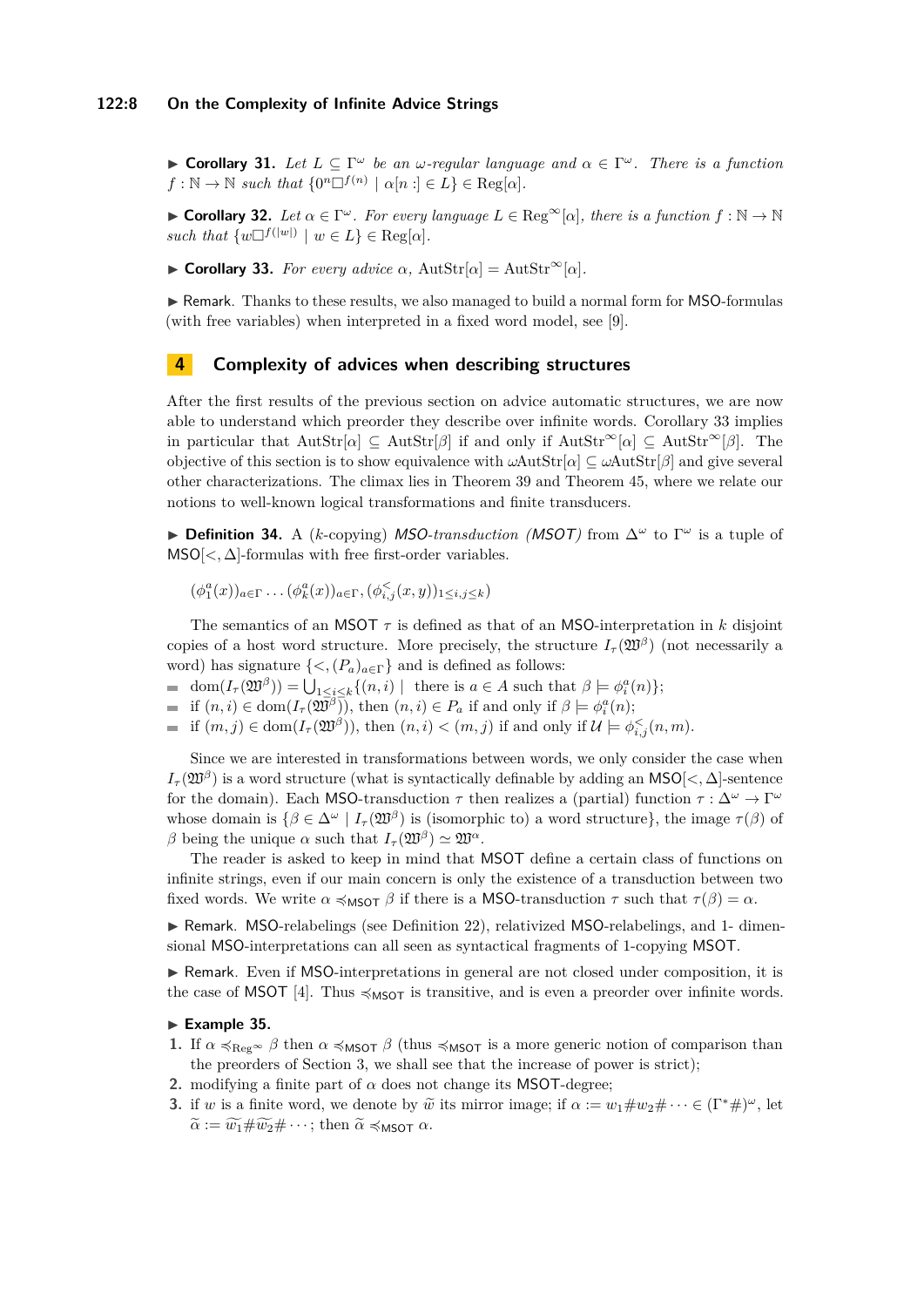▶ **Corollary 31.** *Let $L \subseteq \Gamma^\omega$ be an $\omega$-regular language and $\alpha \in \Gamma^\omega$. There is a function $f : \mathbb{N} \to \mathbb{N}$ such that $\{0^n \square^{f(n)} \mid \alpha[n:] \in L\} \in \mathrm{Reg}[\alpha]$.*

▶ **Corollary 32.** *Let $\alpha \in \Gamma^\omega$. For every language $L \in \mathrm{Reg}^\infty[\alpha]$, there is a function $f : \mathbb{N} \to \mathbb{N}$ such that $\{w \square^{f(|w|)} \mid w \in L\} \in \mathrm{Reg}[\alpha]$.*

▶ **Corollary 33.** *For every advice $\alpha$, $\mathrm{AutStr}[\alpha] = \mathrm{AutStr}^\infty[\alpha]$.*

▶ Remark. Thanks to these results, we also managed to build a normal form for MSO-formulas (with free variables) when interpreted in a fixed word model, see [9].

## 4 Complexity of advices when describing structures

After the first results of the previous section on advice automatic structures, we are now able to understand which preorder they describe over infinite words. Corollary 33 implies in particular that $\mathrm{AutStr}[\alpha] \subseteq \mathrm{AutStr}[\beta]$ if and only if $\mathrm{AutStr}^\infty[\alpha] \subseteq \mathrm{AutStr}^\infty[\beta]$. The objective of this section is to show equivalence with $\omega\mathrm{AutStr}[\alpha] \subseteq \omega\mathrm{AutStr}[\beta]$ and give several other characterizations. The climax lies in Theorem 39 and Theorem 45, where we relate our notions to well-known logical transformations and finite transducers.

▶ **Definition 34.** A ($k$-copying) *MSO-transduction (MSOT)* from $\Delta^\omega$ to $\Gamma^\omega$ is a tuple of $\mathsf{MSO}[<, \Delta]$-formulas with free first-order variables.

$$(\phi_1^a(x))_{a\in\Gamma} \dots (\phi_k^a(x))_{a\in\Gamma}, (\phi_{i,j}^<(x,y))_{1\leq i,j\leq k})$$

The semantics of an MSOT $\tau$ is defined as that of an MSO-interpretation in $k$ disjoint copies of a host word structure. More precisely, the structure $I_\tau(\mathfrak{W}^\beta)$ (not necessarily a word) has signature $\{<, (P_a)_{a\in\Gamma}\}$ and is defined as follows:

- $\mathrm{dom}(I_\tau(\mathfrak{W}^\beta)) = \bigcup_{1\leq i\leq k}\{(n,i) \mid$ there is $a \in A$ such that $\beta \models \phi_i^a(n)\}$;
- if $(n,i) \in \mathrm{dom}(I_\tau(\mathfrak{W}^\beta))$, then $(n,i) \in P_a$ if and only if $\beta \models \phi_i^a(n)$;
- if $(m,j) \in \mathrm{dom}(I_\tau(\mathfrak{W}^\beta))$, then $(n,i) < (m,j)$ if and only if $\mathcal{U} \models \phi_{i,j}^<(n,m)$.

Since we are interested in transformations between words, we only consider the case when $I_\tau(\mathfrak{W}^\beta)$ is a word structure (what is syntactically definable by adding an $\mathsf{MSO}[<, \Delta]$-sentence for the domain). Each MSO-transduction $\tau$ then realizes a (partial) function $\tau : \Delta^\omega \to \Gamma^\omega$ whose domain is $\{\beta \in \Delta^\omega \mid I_\tau(\mathfrak{W}^\beta)$ is (isomorphic to) a word structure$\}$, the image $\tau(\beta)$ of $\beta$ being the unique $\alpha$ such that $I_\tau(\mathfrak{W}^\beta) \simeq \mathfrak{W}^\alpha$.

The reader is asked to keep in mind that MSOT define a certain class of functions on infinite strings, even if our main concern is only the existence of a transduction between two fixed words. We write $\alpha \preccurlyeq_{\mathsf{MSOT}} \beta$ if there is a MSO-transduction $\tau$ such that $\tau(\beta) = \alpha$.

▶ Remark. MSO-relabelings (see Definition 22), relativized MSO-relabelings, and 1- dimensional MSO-interpretations can all seen as syntactical fragments of 1-copying MSOT.

▶ Remark. Even if MSO-interpretations in general are not closed under composition, it is the case of MSOT [4]. Thus $\preccurlyeq_{\mathsf{MSOT}}$ is transitive, and is even a preorder over infinite words.

▶ **Example 35.**

1. If $\alpha \preccurlyeq_{\mathrm{Reg}^\infty} \beta$ then $\alpha \preccurlyeq_{\mathsf{MSOT}} \beta$ (thus $\preccurlyeq_{\mathsf{MSOT}}$ is a more generic notion of comparison than the preorders of Section 3, we shall see that the increase of power is strict);
2. modifying a finite part of $\alpha$ does not change its MSOT-degree;
3. if $w$ is a finite word, we denote by $\widetilde{w}$ its mirror image; if $\alpha := w_1 \# w_2 \# \cdots \in (\Gamma^*\#)^\omega$, let $\widetilde{\alpha} := \widetilde{w_1} \# \widetilde{w_2} \# \cdots$; then $\widetilde{\alpha} \preccurlyeq_{\mathsf{MSOT}} \alpha$.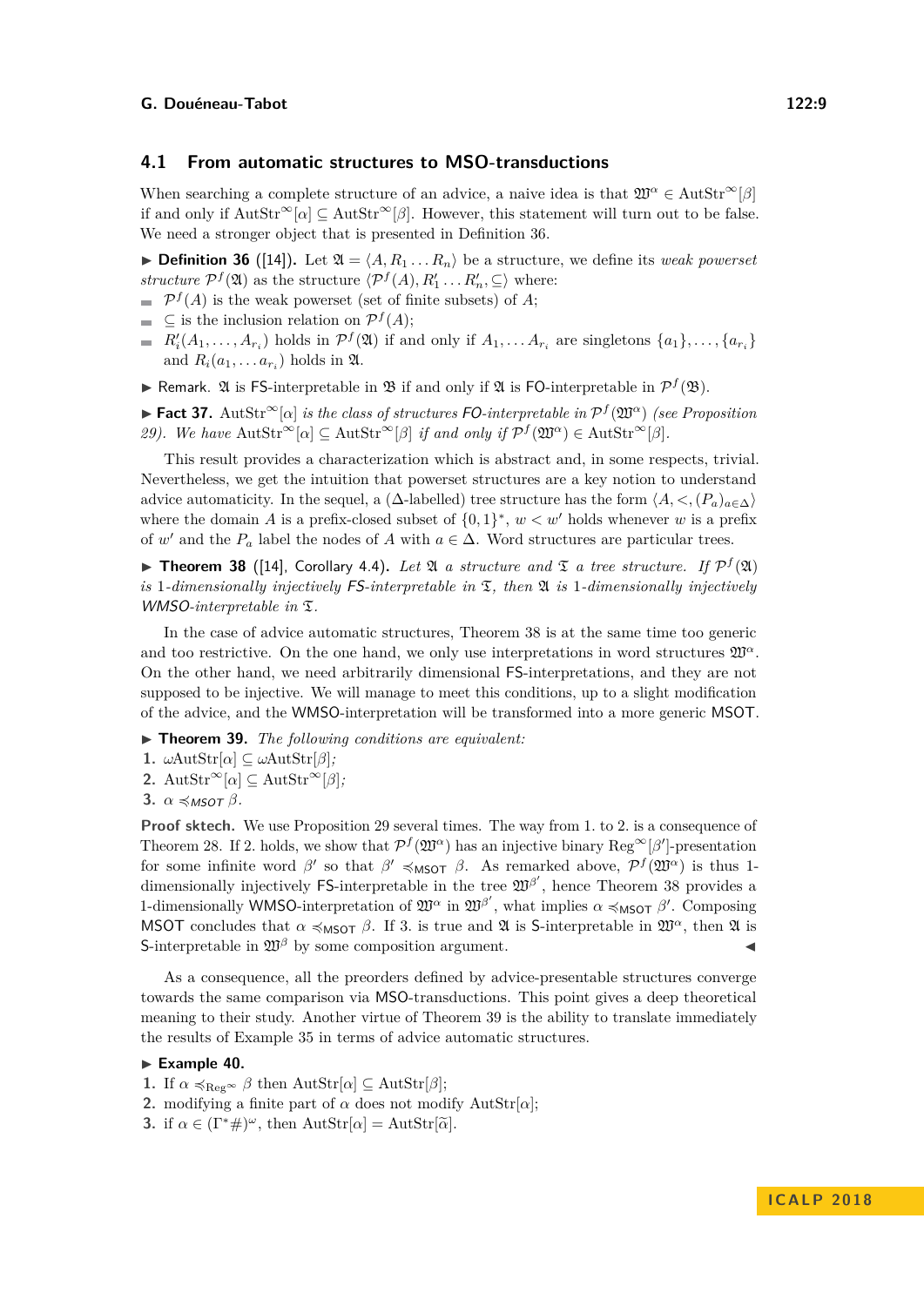## 4.1 From automatic structures to MSO-transductions

When searching a complete structure of an advice, a naive idea is that $\mathfrak{W}^\alpha \in \text{AutStr}^\infty[\beta]$ if and only if $\text{AutStr}^\infty[\alpha] \subseteq \text{AutStr}^\infty[\beta]$. However, this statement will turn out to be false. We need a stronger object that is presented in Definition 36.

▶ **Definition 36** ([14]). Let $\mathfrak{A} = \langle A, R_1 \dots R_n \rangle$ be a structure, we define its *weak powerset structure* $\mathcal{P}^f(\mathfrak{A})$ as the structure $\langle \mathcal{P}^f(A), R'_1 \dots R'_n, \subseteq \rangle$ where:

- $\mathcal{P}^f(A)$ is the weak powerset (set of finite subsets) of $A$;
- $\subseteq$ is the inclusion relation on $\mathcal{P}^f(A)$;
- $R'_i(A_1, \dots, A_{r_i})$ holds in $\mathcal{P}^f(\mathfrak{A})$ if and only if $A_1, \dots A_{r_i}$ are singletons $\{a_1\}, \dots, \{a_{r_i}\}$ and $R_i(a_1, \dots a_{r_i})$ holds in $\mathfrak{A}$.

▶ Remark. $\mathfrak{A}$ is FS-interpretable in $\mathfrak{B}$ if and only if $\mathfrak{A}$ is FO-interpretable in $\mathcal{P}^f(\mathfrak{B})$.

▶ **Fact 37.** *$\text{AutStr}^\infty[\alpha]$ is the class of structures FO-interpretable in $\mathcal{P}^f(\mathfrak{W}^\alpha)$ (see Proposition 29). We have $\text{AutStr}^\infty[\alpha] \subseteq \text{AutStr}^\infty[\beta]$ if and only if $\mathcal{P}^f(\mathfrak{W}^\alpha) \in \text{AutStr}^\infty[\beta]$.*

This result provides a characterization which is abstract and, in some respects, trivial. Nevertheless, we get the intuition that powerset structures are a key notion to understand advice automaticity. In the sequel, a ($\Delta$-labelled) tree structure has the form $\langle A, <, (P_a)_{a \in \Delta} \rangle$ where the domain $A$ is a prefix-closed subset of $\{0,1\}^*$, $w < w'$ holds whenever $w$ is a prefix of $w'$ and the $P_a$ label the nodes of $A$ with $a \in \Delta$. Word structures are particular trees.

▶ **Theorem 38** ([14], Corollary 4.4). *Let $\mathfrak{A}$ a structure and $\mathfrak{T}$ a tree structure. If $\mathcal{P}^f(\mathfrak{A})$ is 1-dimensionally injectively FS-interpretable in $\mathfrak{T}$, then $\mathfrak{A}$ is 1-dimensionally injectively WMSO-interpretable in $\mathfrak{T}$.*

In the case of advice automatic structures, Theorem 38 is at the same time too generic and too restrictive. On the one hand, we only use interpretations in word structures $\mathfrak{W}^\alpha$. On the other hand, we need arbitrarily dimensional FS-interpretations, and they are not supposed to be injective. We will manage to meet this conditions, up to a slight modification of the advice, and the WMSO-interpretation will be transformed into a more generic MSOT.

▶ **Theorem 39.** *The following conditions are equivalent:*

1. *$\omega\text{AutStr}[\alpha] \subseteq \omega\text{AutStr}[\beta]$;*
2. *$\text{AutStr}^\infty[\alpha] \subseteq \text{AutStr}^\infty[\beta]$;*
3. *$\alpha \preccurlyeq_{\mathsf{MSOT}} \beta$.*

**Proof sktech.** We use Proposition 29 several times. The way from 1. to 2. is a consequence of Theorem 28. If 2. holds, we show that $\mathcal{P}^f(\mathfrak{W}^\alpha)$ has an injective binary $\text{Reg}^\infty[\beta']$-presentation for some infinite word $\beta'$ so that $\beta' \preccurlyeq_{\mathsf{MSOT}} \beta$. As remarked above, $\mathcal{P}^f(\mathfrak{W}^\alpha)$ is thus 1-dimensionally injectively FS-interpretable in the tree $\mathfrak{W}^{\beta'}$, hence Theorem 38 provides a 1-dimensionally injectively WMSO-interpretation of $\mathfrak{W}^\alpha$ in $\mathfrak{W}^{\beta'}$, what implies $\alpha \preccurlyeq_{\mathsf{MSOT}} \beta'$. Composing MSOT concludes that $\alpha \preccurlyeq_{\mathsf{MSOT}} \beta$. If 3. is true and $\mathfrak{A}$ is S-interpretable in $\mathfrak{W}^\alpha$, then $\mathfrak{A}$ is S-interpretable in $\mathfrak{W}^\beta$ by some composition argument. ◀

As a consequence, all the preorders defined by advice-presentable structures converge towards the same comparison via MSO-transductions. This point gives a deep theoretical meaning to their study. Another virtue of Theorem 39 is the ability to translate immediately the results of Example 35 in terms of advice automatic structures.

▶ **Example 40.**

1. If $\alpha \preccurlyeq_{\text{Reg}^\infty} \beta$ then $\text{AutStr}[\alpha] \subseteq \text{AutStr}[\beta]$;
2. modifying a finite part of $\alpha$ does not modify $\text{AutStr}[\alpha]$;
3. if $\alpha \in (\Gamma^* \#)^\omega$, then $\text{AutStr}[\alpha] = \text{AutStr}[\widetilde{\alpha}]$.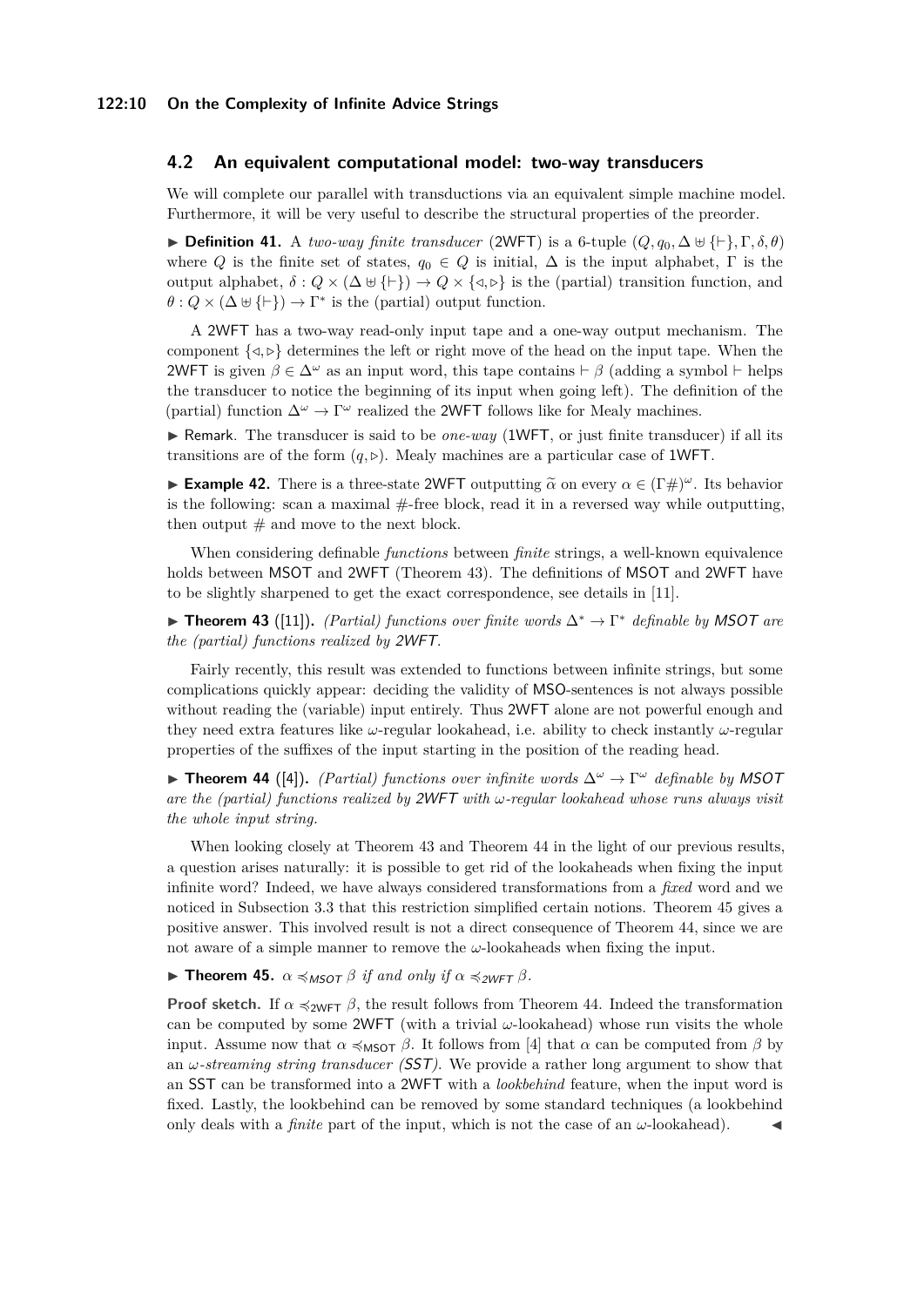## 4.2 An equivalent computational model: two-way transducers

We will complete our parallel with transductions via an equivalent simple machine model. Furthermore, it will be very useful to describe the structural properties of the preorder.

▶ **Definition 41.** A *two-way finite transducer* (2WFT) is a 6-tuple $(Q, q_0, \Delta \uplus \{\vdash\}, \Gamma, \delta, \theta)$ where $Q$ is the finite set of states, $q_0 \in Q$ is initial, $\Delta$ is the input alphabet, $\Gamma$ is the output alphabet, $\delta : Q \times (\Delta \uplus \{\vdash\}) \to Q \times \{\triangleleft, \triangleright\}$ is the (partial) transition function, and $\theta : Q \times (\Delta \uplus \{\vdash\}) \to \Gamma^*$ is the (partial) output function.

A 2WFT has a two-way read-only input tape and a one-way output mechanism. The component $\{\triangleleft, \triangleright\}$ determines the left or right move of the head on the input tape. When the 2WFT is given $\beta \in \Delta^\omega$ as an input word, this tape contains $\vdash \beta$ (adding a symbol $\vdash$ helps the transducer to notice the beginning of its input when going left). The definition of the (partial) function $\Delta^\omega \to \Gamma^\omega$ realized the 2WFT follows like for Mealy machines.

▶ Remark. The transducer is said to be *one-way* (1WFT, or just finite transducer) if all its transitions are of the form $(q, \triangleright)$. Mealy machines are a particular case of 1WFT.

▶ **Example 42.** There is a three-state 2WFT outputting $\widetilde{\alpha}$ on every $\alpha \in (\Gamma\#)^\omega$. Its behavior is the following: scan a maximal #-free block, read it in a reversed way while outputting, then output # and move to the next block.

When considering definable *functions* between *finite* strings, a well-known equivalence holds between MSOT and 2WFT (Theorem 43). The definitions of MSOT and 2WFT have to be slightly sharpened to get the exact correspondence, see details in [11].

▶ **Theorem 43** ([11]). *(Partial) functions over finite words $\Delta^* \to \Gamma^*$ definable by MSOT are the (partial) functions realized by 2WFT.*

Fairly recently, this result was extended to functions between infinite strings, but some complications quickly appear: deciding the validity of MSO-sentences is not always possible without reading the (variable) input entirely. Thus 2WFT alone are not powerful enough and they need extra features like $\omega$-regular lookahead, i.e. ability to check instantly $\omega$-regular properties of the suffixes of the input starting in the position of the reading head.

▶ **Theorem 44** ([4]). *(Partial) functions over infinite words $\Delta^\omega \to \Gamma^\omega$ definable by MSOT are the (partial) functions realized by 2WFT with $\omega$-regular lookahead whose runs always visit the whole input string.*

When looking closely at Theorem 43 and Theorem 44 in the light of our previous results, a question arises naturally: it is possible to get rid of the lookaheads when fixing the input infinite word? Indeed, we have always considered transformations from a *fixed* word and we noticed in Subsection 3.3 that this restriction simplified certain notions. Theorem 45 gives a positive answer. This involved result is not a direct consequence of Theorem 44, since we are not aware of a simple manner to remove the $\omega$-lookaheads when fixing the input.

▶ **Theorem 45.** *$\alpha \preccurlyeq_{MSOT} \beta$ if and only if $\alpha \preccurlyeq_{2WFT} \beta$.*

**Proof sketch.** If $\alpha \preccurlyeq_{2WFT} \beta$, the result follows from Theorem 44. Indeed the transformation can be computed by some 2WFT (with a trivial $\omega$-lookahead) whose run visits the whole input. Assume now that $\alpha \preccurlyeq_{MSOT} \beta$. It follows from [4] that $\alpha$ can be computed from $\beta$ by an *$\omega$-streaming string transducer (SST)*. We provide a rather long argument to show that an SST can be transformed into a 2WFT with a *lookbehind* feature, when the input word is fixed. Lastly, the lookbehind can be removed by some standard techniques (a lookbehind only deals with a *finite* part of the input, which is not the case of an $\omega$-lookahead). ◀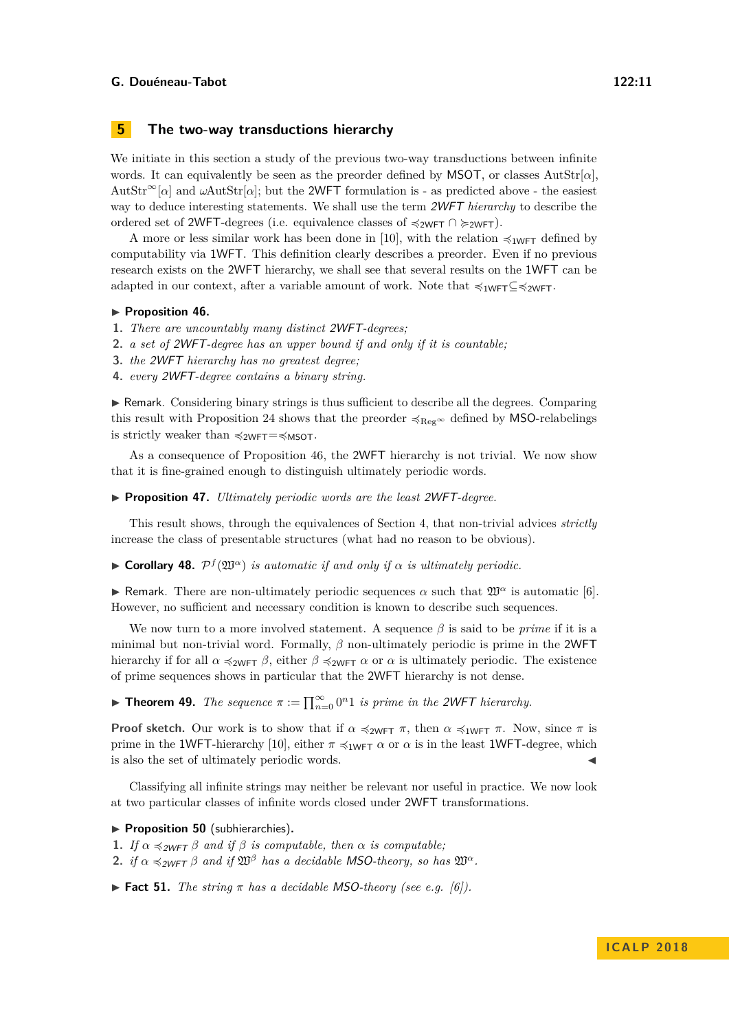## 5 The two-way transductions hierarchy

We initiate in this section a study of the previous two-way transductions between infinite words. It can equivalently be seen as the preorder defined by MSOT, or classes $\text{AutStr}[\alpha]$, $\text{AutStr}^{\infty}[\alpha]$ and $\omega\text{AutStr}[\alpha]$; but the 2WFT formulation is - as predicted above - the easiest way to deduce interesting statements. We shall use the term *2WFT hierarchy* to describe the ordered set of 2WFT-degrees (i.e. equivalence classes of $\preccurlyeq_{\mathsf{2WFT}} \cap \succcurlyeq_{\mathsf{2WFT}}$).

A more or less similar work has been done in [10], with the relation $\preccurlyeq_{\mathsf{1WFT}}$ defined by computability via 1WFT. This definition clearly describes a preorder. Even if no previous research exists on the 2WFT hierarchy, we shall see that several results on the 1WFT can be adapted in our context, after a variable amount of work. Note that $\preccurlyeq_{\mathsf{1WFT}} \subseteq \preccurlyeq_{\mathsf{2WFT}}$.

▶ **Proposition 46.**
1. *There are uncountably many distinct 2WFT-degrees;*
2. *a set of 2WFT-degree has an upper bound if and only if it is countable;*
3. *the 2WFT hierarchy has no greatest degree;*
4. *every 2WFT-degree contains a binary string.*

▶ Remark. Considering binary strings is thus sufficient to describe all the degrees. Comparing this result with Proposition 24 shows that the preorder $\preccurlyeq_{\text{Reg}^{\infty}}$ defined by MSO-relabelings is strictly weaker than $\preccurlyeq_{\mathsf{2WFT}} = \preccurlyeq_{\mathsf{MSOT}}$.

As a consequence of Proposition 46, the 2WFT hierarchy is not trivial. We now show that it is fine-grained enough to distinguish ultimately periodic words.

▶ **Proposition 47.** *Ultimately periodic words are the least 2WFT-degree.*

This result shows, through the equivalences of Section 4, that non-trivial advices *strictly* increase the class of presentable structures (what had no reason to be obvious).

▶ **Corollary 48.** *$\mathcal{P}^f(\mathfrak{W}^{\alpha})$ is automatic if and only if $\alpha$ is ultimately periodic.*

▶ Remark. There are non-ultimately periodic sequences $\alpha$ such that $\mathfrak{W}^{\alpha}$ is automatic [6]. However, no sufficient and necessary condition is known to describe such sequences.

We now turn to a more involved statement. A sequence $\beta$ is said to be *prime* if it is a minimal but non-trivial word. Formally, $\beta$ non-ultimately periodic is prime in the 2WFT hierarchy if for all $\alpha \preccurlyeq_{\mathsf{2WFT}} \beta$, either $\beta \preccurlyeq_{\mathsf{2WFT}} \alpha$ or $\alpha$ is ultimately periodic. The existence of prime sequences shows in particular that the 2WFT hierarchy is not dense.

▶ **Theorem 49.** *The sequence $\pi := \prod_{n=0}^{\infty} 0^n 1$ is prime in the 2WFT hierarchy.*

**Proof sketch.** Our work is to show that if $\alpha \preccurlyeq_{\mathsf{2WFT}} \pi$, then $\alpha \preccurlyeq_{\mathsf{1WFT}} \pi$. Now, since $\pi$ is prime in the 1WFT-hierarchy [10], either $\pi \preccurlyeq_{\mathsf{1WFT}} \alpha$ or $\alpha$ is in the least 1WFT-degree, which is also the set of ultimately periodic words. ◀

Classifying all infinite strings may neither be relevant nor useful in practice. We now look at two particular classes of infinite words closed under 2WFT transformations.

▶ **Proposition 50** (subhierarchies)**.**
1. *If $\alpha \preccurlyeq_{\mathsf{2WFT}} \beta$ and if $\beta$ is computable, then $\alpha$ is computable;*
2. *if $\alpha \preccurlyeq_{\mathsf{2WFT}} \beta$ and if $\mathfrak{W}^{\beta}$ has a decidable MSO-theory, so has $\mathfrak{W}^{\alpha}$.*

▶ **Fact 51.** *The string $\pi$ has a decidable MSO-theory (see e.g. [6]).*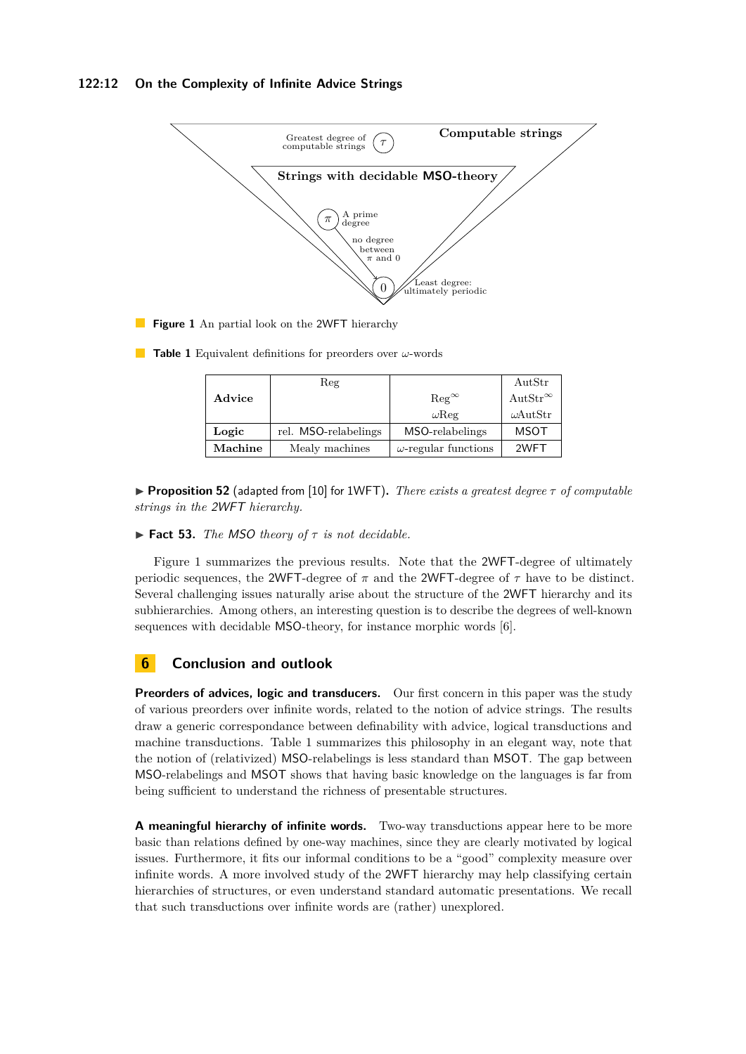**Figure 1** An partial look on the 2WFT hierarchy

**Table 1** Equivalent definitions for preorders over $\omega$-words

| **Advice** | Reg | $\mathrm{Reg}^\infty$ $\omega\mathrm{Reg}$ | AutStr $\mathrm{AutStr}^\infty$ $\omega\mathrm{AutStr}$ |
|---|---|---|---|
| **Logic** | rel. MSO-relabelings | MSO-relabelings | MSOT |
| **Machine** | Mealy machines | $\omega$-regular functions | 2WFT |

▶ **Proposition 52** (adapted from [10] for 1WFT). *There exists a greatest degree $\tau$ of computable strings in the 2WFT hierarchy.*

▶ **Fact 53.** *The MSO theory of $\tau$ is not decidable.*

Figure 1 summarizes the previous results. Note that the 2WFT-degree of ultimately periodic sequences, the 2WFT-degree of $\pi$ and the 2WFT-degree of $\tau$ have to be distinct. Several challenging issues naturally arise about the structure of the 2WFT hierarchy and its subhierarchies. Among others, an interesting question is to describe the degrees of well-known sequences with decidable MSO-theory, for instance morphic words [6].

## 6 Conclusion and outlook

**Preorders of advices, logic and transducers.** Our first concern in this paper was the study of various preorders over infinite words, related to the notion of advice strings. The results draw a generic correspondance between definability with advice, logical transductions and machine transductions. Table 1 summarizes this philosophy in an elegant way, note that the notion of (relativized) MSO-relabelings is less standard than MSOT. The gap between MSO-relabelings and MSOT shows that having basic knowledge on the languages is far from being sufficient to understand the richness of presentable structures.

**A meaningful hierarchy of infinite words.** Two-way transductions appear here to be more basic than relations defined by one-way machines, since they are clearly motivated by logical issues. Furthermore, it fits our informal conditions to be a "good" complexity measure over infinite words. A more involved study of the 2WFT hierarchy may help classifying certain hierarchies of structures, or even understand standard automatic presentations. We recall that such transductions over infinite words are (rather) unexplored.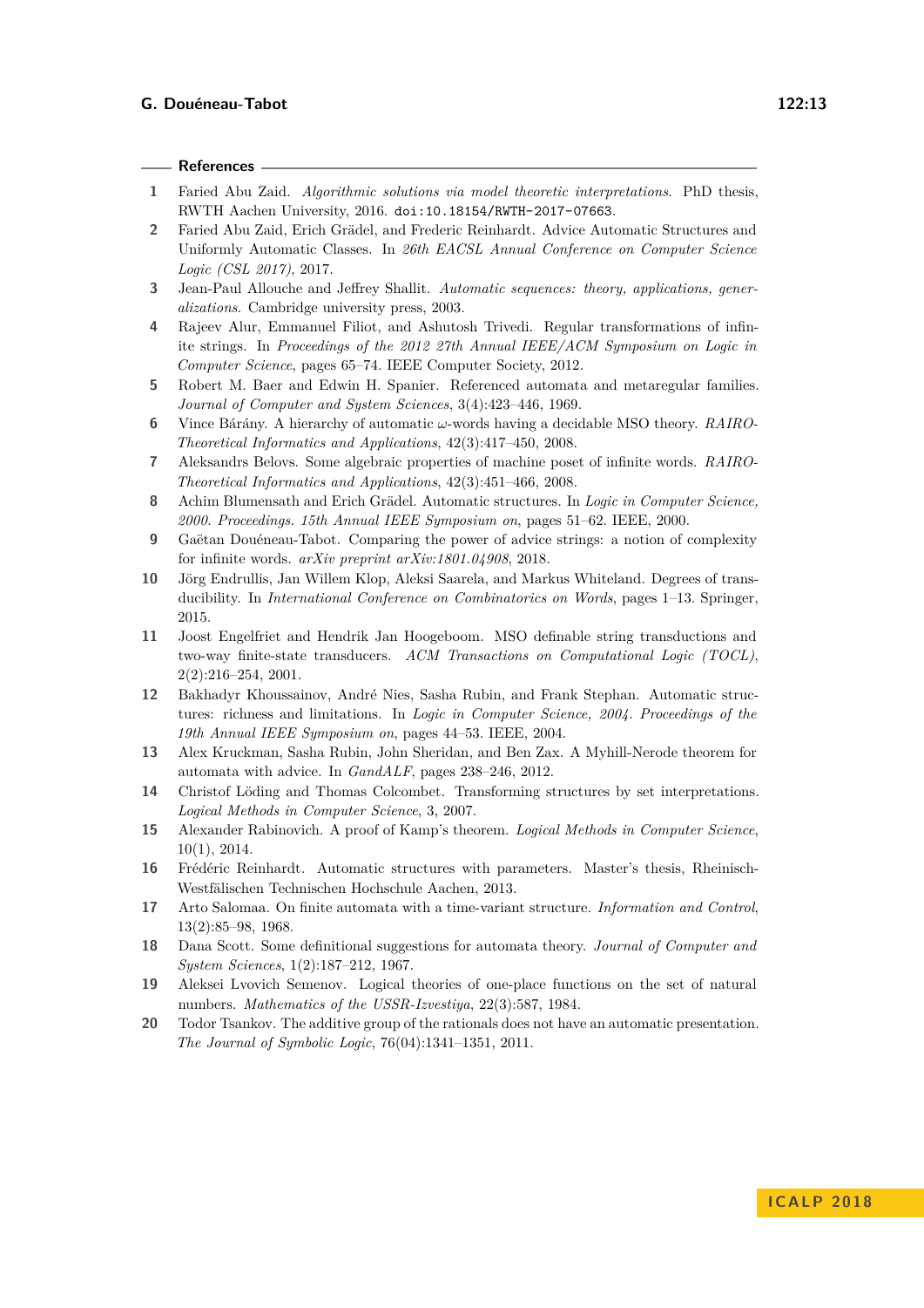## References

1. Faried Abu Zaid. *Algorithmic solutions via model theoretic interpretations*. PhD thesis, RWTH Aachen University, 2016. doi:10.18154/RWTH-2017-07663.
2. Faried Abu Zaid, Erich Grädel, and Frederic Reinhardt. Advice Automatic Structures and Uniformly Automatic Classes. In *26th EACSL Annual Conference on Computer Science Logic (CSL 2017)*, 2017.
3. Jean-Paul Allouche and Jeffrey Shallit. *Automatic sequences: theory, applications, generalizations*. Cambridge university press, 2003.
4. Rajeev Alur, Emmanuel Filiot, and Ashutosh Trivedi. Regular transformations of infinite strings. In *Proceedings of the 2012 27th Annual IEEE/ACM Symposium on Logic in Computer Science*, pages 65–74. IEEE Computer Society, 2012.
5. Robert M. Baer and Edwin H. Spanier. Referenced automata and metaregular families. *Journal of Computer and System Sciences*, 3(4):423–446, 1969.
6. Vince Bárány. A hierarchy of automatic $\omega$-words having a decidable MSO theory. *RAIRO-Theoretical Informatics and Applications*, 42(3):417–450, 2008.
7. Aleksandrs Belovs. Some algebraic properties of machine poset of infinite words. *RAIRO-Theoretical Informatics and Applications*, 42(3):451–466, 2008.
8. Achim Blumensath and Erich Grädel. Automatic structures. In *Logic in Computer Science, 2000. Proceedings. 15th Annual IEEE Symposium on*, pages 51–62. IEEE, 2000.
9. Gaëtan Douéneau-Tabot. Comparing the power of advice strings: a notion of complexity for infinite words. *arXiv preprint arXiv:1801.04908*, 2018.
10. Jörg Endrullis, Jan Willem Klop, Aleksi Saarela, and Markus Whiteland. Degrees of transducibility. In *International Conference on Combinatorics on Words*, pages 1–13. Springer, 2015.
11. Joost Engelfriet and Hendrik Jan Hoogeboom. MSO definable string transductions and two-way finite-state transducers. *ACM Transactions on Computational Logic (TOCL)*, 2(2):216–254, 2001.
12. Bakhadyr Khoussainov, André Nies, Sasha Rubin, and Frank Stephan. Automatic structures: richness and limitations. In *Logic in Computer Science, 2004. Proceedings of the 19th Annual IEEE Symposium on*, pages 44–53. IEEE, 2004.
13. Alex Kruckman, Sasha Rubin, John Sheridan, and Ben Zax. A Myhill-Nerode theorem for automata with advice. In *GandALF*, pages 238–246, 2012.
14. Christof Löding and Thomas Colcombet. Transforming structures by set interpretations. *Logical Methods in Computer Science*, 3, 2007.
15. Alexander Rabinovich. A proof of Kamp's theorem. *Logical Methods in Computer Science*, 10(1), 2014.
16. Frédéric Reinhardt. Automatic structures with parameters. Master's thesis, Rheinisch-Westfälischen Technischen Hochschule Aachen, 2013.
17. Arto Salomaa. On finite automata with a time-variant structure. *Information and Control*, 13(2):85–98, 1968.
18. Dana Scott. Some definitional suggestions for automata theory. *Journal of Computer and System Sciences*, 1(2):187–212, 1967.
19. Aleksei Lvovich Semenov. Logical theories of one-place functions on the set of natural numbers. *Mathematics of the USSR-Izvestiya*, 22(3):587, 1984.
20. Todor Tsankov. The additive group of the rationals does not have an automatic presentation. *The Journal of Symbolic Logic*, 76(04):1341–1351, 2011.